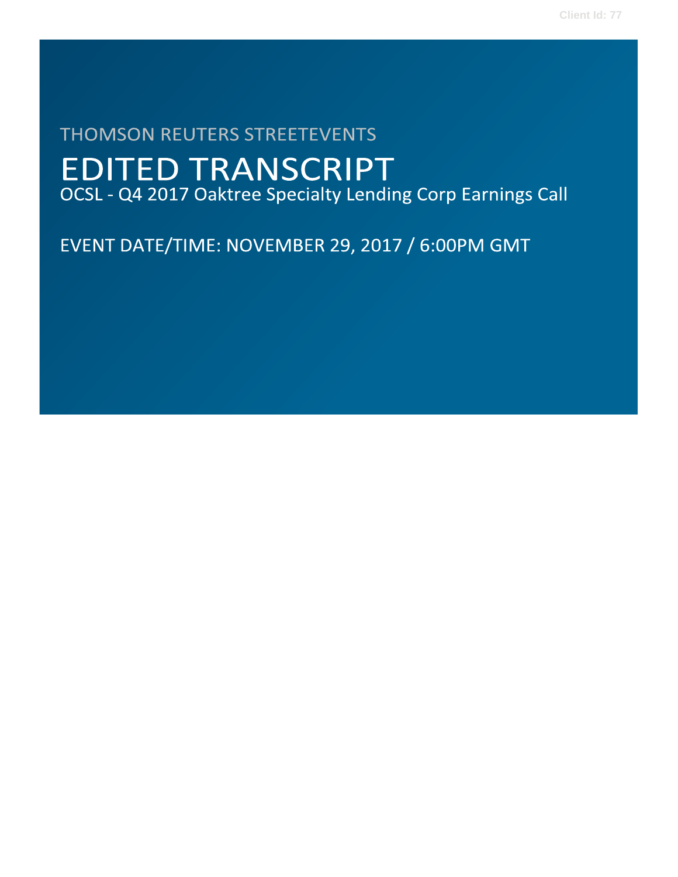THOMSON REUTERS STREETEVENTS

# EDITED TRANSCRIPT

OCSL - Q4 2017 Oaktree Specialty Lending Corp Earnings Call

EVENT DATE/TIME: NOVEMBER 29, 2017 / 6:00PM GMT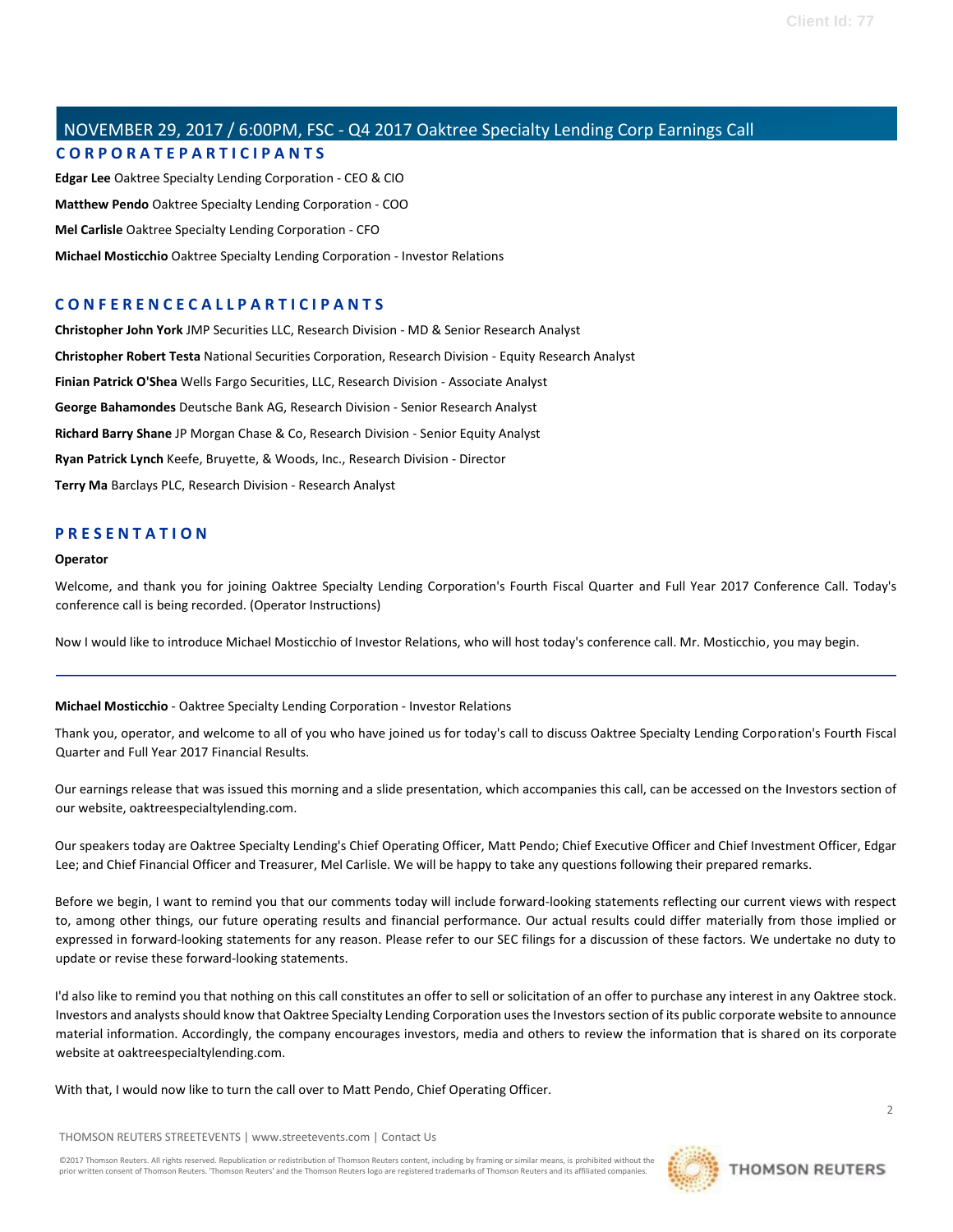# NOVEMBER 29, 2017 / 6:00PM, FSC - Q4 2017 Oaktree Specialty Lending Corp Earnings Call

## CORPORATE PARTICIPANTS

**Edgar Lee** Oaktree Specialty Lending Corporation - CEO & CIO

**Matthew Pendo** Oaktree Specialty Lending Corporation - COO

**Mel Carlisle** Oaktree Specialty Lending Corporation - CFO

**Michael Mosticchio** Oaktree Specialty Lending Corporation - Investor Relations

## CONFERENCE CALL PARTICIPANTS

**Christopher John York** JMP Securities LLC, Research Division - MD & Senior Research Analyst

**Christopher Robert Testa** National Securities Corporation, Research Division - Equity Research Analyst

**Finian Patrick O'Shea** Wells Fargo Securities, LLC, Research Division - Associate Analyst

**George Bahamondes** Deutsche Bank AG, Research Division - Senior Research Analyst

**Richard Barry Shane** JP Morgan Chase & Co, Research Division - Senior Equity Analyst

**Ryan Patrick Lynch** Keefe, Bruyette, & Woods, Inc., Research Division - Director

**Terry Ma** Barclays PLC, Research Division - Research Analyst

## PRESENTATION

**Operator**

Welcome, and thank you for joining Oaktree Specialty Lending Corporation's Fourth Fiscal Quarter and Full Year 2017 Conference Call. Today's conference call is being recorded. (Operator Instructions)

Now I would like to introduce Michael Mosticchio of Investor Relations, who will host today's conference call. Mr. Mosticchio, you may begin.

---

**Michael Mosticchio** - Oaktree Specialty Lending Corporation - Investor Relations

Thank you, operator, and welcome to all of you who have joined us for today's call to discuss Oaktree Specialty Lending Corporation's Fourth Fiscal Quarter and Full Year 2017 Financial Results.

Our earnings release that was issued this morning and a slide presentation, which accompanies this call, can be accessed on the Investors section of our website, oaktreespecialtylending.com.

Our speakers today are Oaktree Specialty Lending's Chief Operating Officer, Matt Pendo; Chief Executive Officer and Chief Investment Officer, Edgar Lee; and Chief Financial Officer and Treasurer, Mel Carlisle. We will be happy to take any questions following their prepared remarks.

Before we begin, I want to remind you that our comments today will include forward-looking statements reflecting our current views with respect to, among other things, our future operating results and financial performance. Our actual results could differ materially from those implied or expressed in forward-looking statements for any reason. Please refer to our SEC filings for a discussion of these factors. We undertake no duty to update or revise these forward-looking statements.

I'd also like to remind you that nothing on this call constitutes an offer to sell or solicitation of an offer to purchase any interest in any Oaktree stock. Investors and analysts should know that Oaktree Specialty Lending Corporation uses the Investors section of its public corporate website to announce material information. Accordingly, the company encourages investors, media and others to review the information that is shared on its corporate website at oaktreespecialtylending.com.

With that, I would now like to turn the call over to Matt Pendo, Chief Operating Officer.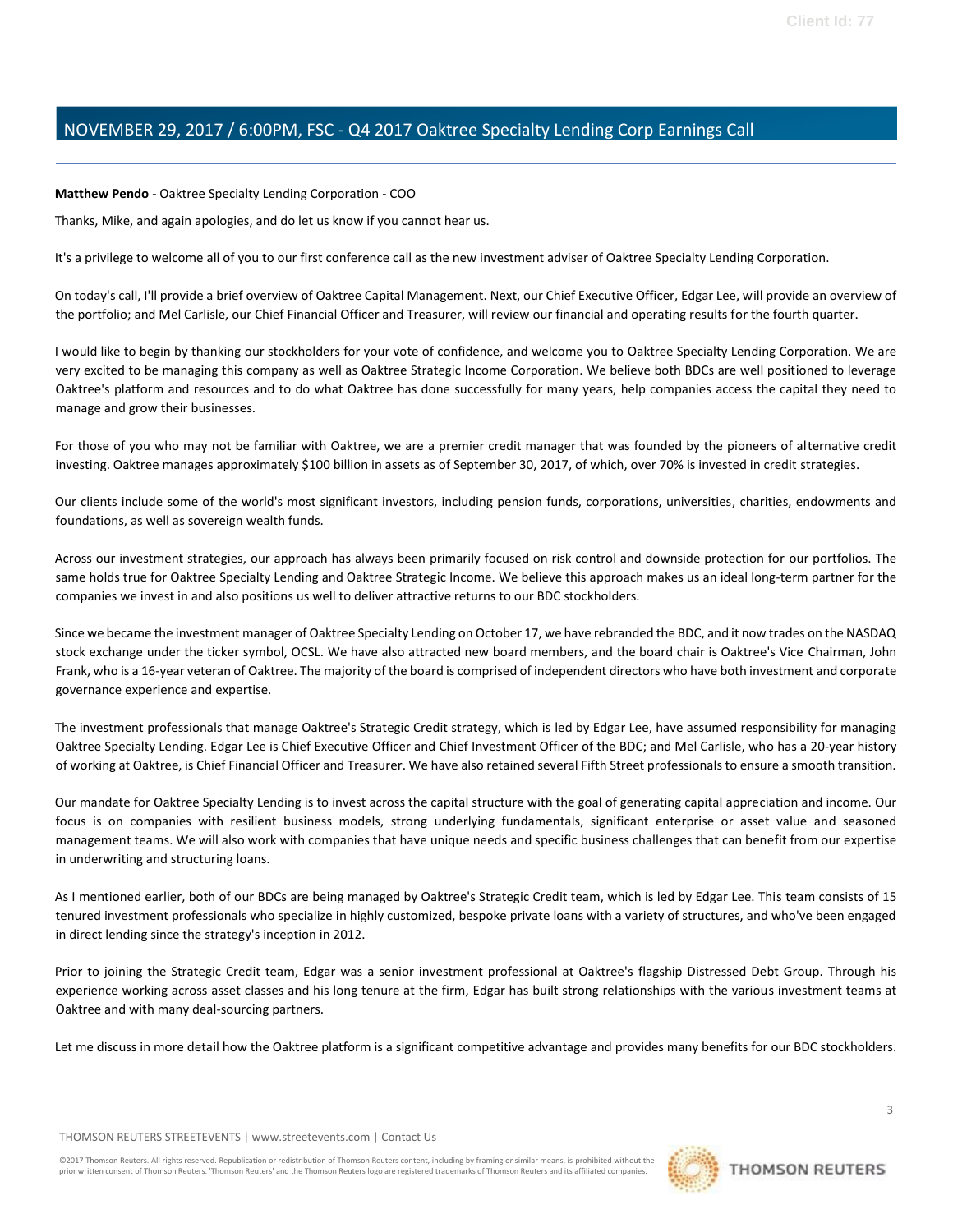**Matthew Pendo** - Oaktree Specialty Lending Corporation - COO

Thanks, Mike, and again apologies, and do let us know if you cannot hear us.

It's a privilege to welcome all of you to our first conference call as the new investment adviser of Oaktree Specialty Lending Corporation.

On today's call, I'll provide a brief overview of Oaktree Capital Management. Next, our Chief Executive Officer, Edgar Lee, will provide an overview of the portfolio; and Mel Carlisle, our Chief Financial Officer and Treasurer, will review our financial and operating results for the fourth quarter.

I would like to begin by thanking our stockholders for your vote of confidence, and welcome you to Oaktree Specialty Lending Corporation. We are very excited to be managing this company as well as Oaktree Strategic Income Corporation. We believe both BDCs are well positioned to leverage Oaktree's platform and resources and to do what Oaktree has done successfully for many years, help companies access the capital they need to manage and grow their businesses.

For those of you who may not be familiar with Oaktree, we are a premier credit manager that was founded by the pioneers of alternative credit investing. Oaktree manages approximately $100 billion in assets as of September 30, 2017, of which, over 70% is invested in credit strategies.

Our clients include some of the world's most significant investors, including pension funds, corporations, universities, charities, endowments and foundations, as well as sovereign wealth funds.

Across our investment strategies, our approach has always been primarily focused on risk control and downside protection for our portfolios. The same holds true for Oaktree Specialty Lending and Oaktree Strategic Income. We believe this approach makes us an ideal long-term partner for the companies we invest in and also positions us well to deliver attractive returns to our BDC stockholders.

Since we became the investment manager of Oaktree Specialty Lending on October 17, we have rebranded the BDC, and it now trades on the NASDAQ stock exchange under the ticker symbol, OCSL. We have also attracted new board members, and the board chair is Oaktree's Vice Chairman, John Frank, who is a 16-year veteran of Oaktree. The majority of the board is comprised of independent directors who have both investment and corporate governance experience and expertise.

The investment professionals that manage Oaktree's Strategic Credit strategy, which is led by Edgar Lee, have assumed responsibility for managing Oaktree Specialty Lending. Edgar Lee is Chief Executive Officer and Chief Investment Officer of the BDC; and Mel Carlisle, who has a 20-year history of working at Oaktree, is Chief Financial Officer and Treasurer. We have also retained several Fifth Street professionals to ensure a smooth transition.

Our mandate for Oaktree Specialty Lending is to invest across the capital structure with the goal of generating capital appreciation and income. Our focus is on companies with resilient business models, strong underlying fundamentals, significant enterprise or asset value and seasoned management teams. We will also work with companies that have unique needs and specific business challenges that can benefit from our expertise in underwriting and structuring loans.

As I mentioned earlier, both of our BDCs are being managed by Oaktree's Strategic Credit team, which is led by Edgar Lee. This team consists of 15 tenured investment professionals who specialize in highly customized, bespoke private loans with a variety of structures, and who've been engaged in direct lending since the strategy's inception in 2012.

Prior to joining the Strategic Credit team, Edgar was a senior investment professional at Oaktree's flagship Distressed Debt Group. Through his experience working across asset classes and his long tenure at the firm, Edgar has built strong relationships with the various investment teams at Oaktree and with many deal-sourcing partners.

Let me discuss in more detail how the Oaktree platform is a significant competitive advantage and provides many benefits for our BDC stockholders.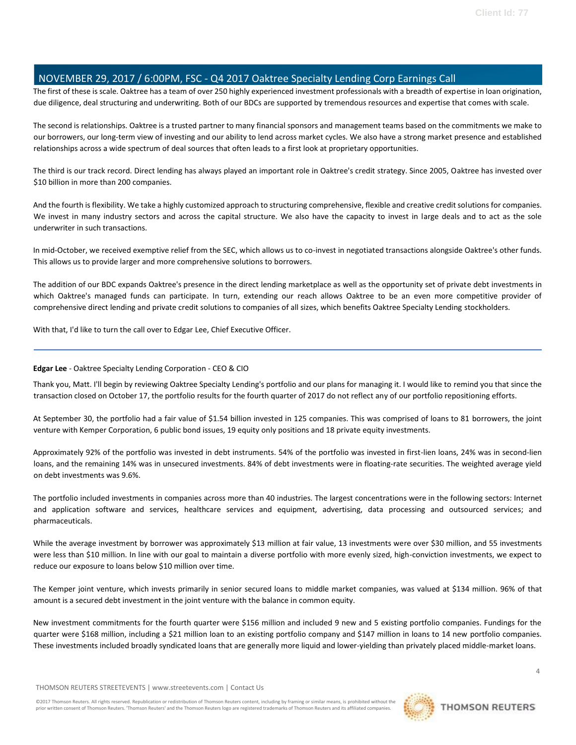The first of these is scale. Oaktree has a team of over 250 highly experienced investment professionals with a breadth of expertise in loan origination, due diligence, deal structuring and underwriting. Both of our BDCs are supported by tremendous resources and expertise that comes with scale.

The second is relationships. Oaktree is a trusted partner to many financial sponsors and management teams based on the commitments we make to our borrowers, our long-term view of investing and our ability to lend across market cycles. We also have a strong market presence and established relationships across a wide spectrum of deal sources that often leads to a first look at proprietary opportunities.

The third is our track record. Direct lending has always played an important role in Oaktree's credit strategy. Since 2005, Oaktree has invested over $10 billion in more than 200 companies.

And the fourth is flexibility. We take a highly customized approach to structuring comprehensive, flexible and creative credit solutions for companies. We invest in many industry sectors and across the capital structure. We also have the capacity to invest in large deals and to act as the sole underwriter in such transactions.

In mid-October, we received exemptive relief from the SEC, which allows us to co-invest in negotiated transactions alongside Oaktree's other funds. This allows us to provide larger and more comprehensive solutions to borrowers.

The addition of our BDC expands Oaktree's presence in the direct lending marketplace as well as the opportunity set of private debt investments in which Oaktree's managed funds can participate. In turn, extending our reach allows Oaktree to be an even more competitive provider of comprehensive direct lending and private credit solutions to companies of all sizes, which benefits Oaktree Specialty Lending stockholders.

With that, I'd like to turn the call over to Edgar Lee, Chief Executive Officer.

---

**Edgar Lee** - Oaktree Specialty Lending Corporation - CEO & CIO

Thank you, Matt. I'll begin by reviewing Oaktree Specialty Lending's portfolio and our plans for managing it. I would like to remind you that since the transaction closed on October 17, the portfolio results for the fourth quarter of 2017 do not reflect any of our portfolio repositioning efforts.

At September 30, the portfolio had a fair value of $1.54 billion invested in 125 companies. This was comprised of loans to 81 borrowers, the joint venture with Kemper Corporation, 6 public bond issues, 19 equity only positions and 18 private equity investments.

Approximately 92% of the portfolio was invested in debt instruments. 54% of the portfolio was invested in first-lien loans, 24% was in second-lien loans, and the remaining 14% was in unsecured investments. 84% of debt investments were in floating-rate securities. The weighted average yield on debt investments was 9.6%.

The portfolio included investments in companies across more than 40 industries. The largest concentrations were in the following sectors: Internet and application software and services, healthcare services and equipment, advertising, data processing and outsourced services; and pharmaceuticals.

While the average investment by borrower was approximately $13 million at fair value, 13 investments were over $30 million, and 55 investments were less than $10 million. In line with our goal to maintain a diverse portfolio with more evenly sized, high-conviction investments, we expect to reduce our exposure to loans below $10 million over time.

The Kemper joint venture, which invests primarily in senior secured loans to middle market companies, was valued at $134 million. 96% of that amount is a secured debt investment in the joint venture with the balance in common equity.

New investment commitments for the fourth quarter were $156 million and included 9 new and 5 existing portfolio companies. Fundings for the quarter were $168 million, including a $21 million loan to an existing portfolio company and $147 million in loans to 14 new portfolio companies. These investments included broadly syndicated loans that are generally more liquid and lower-yielding than privately placed middle-market loans.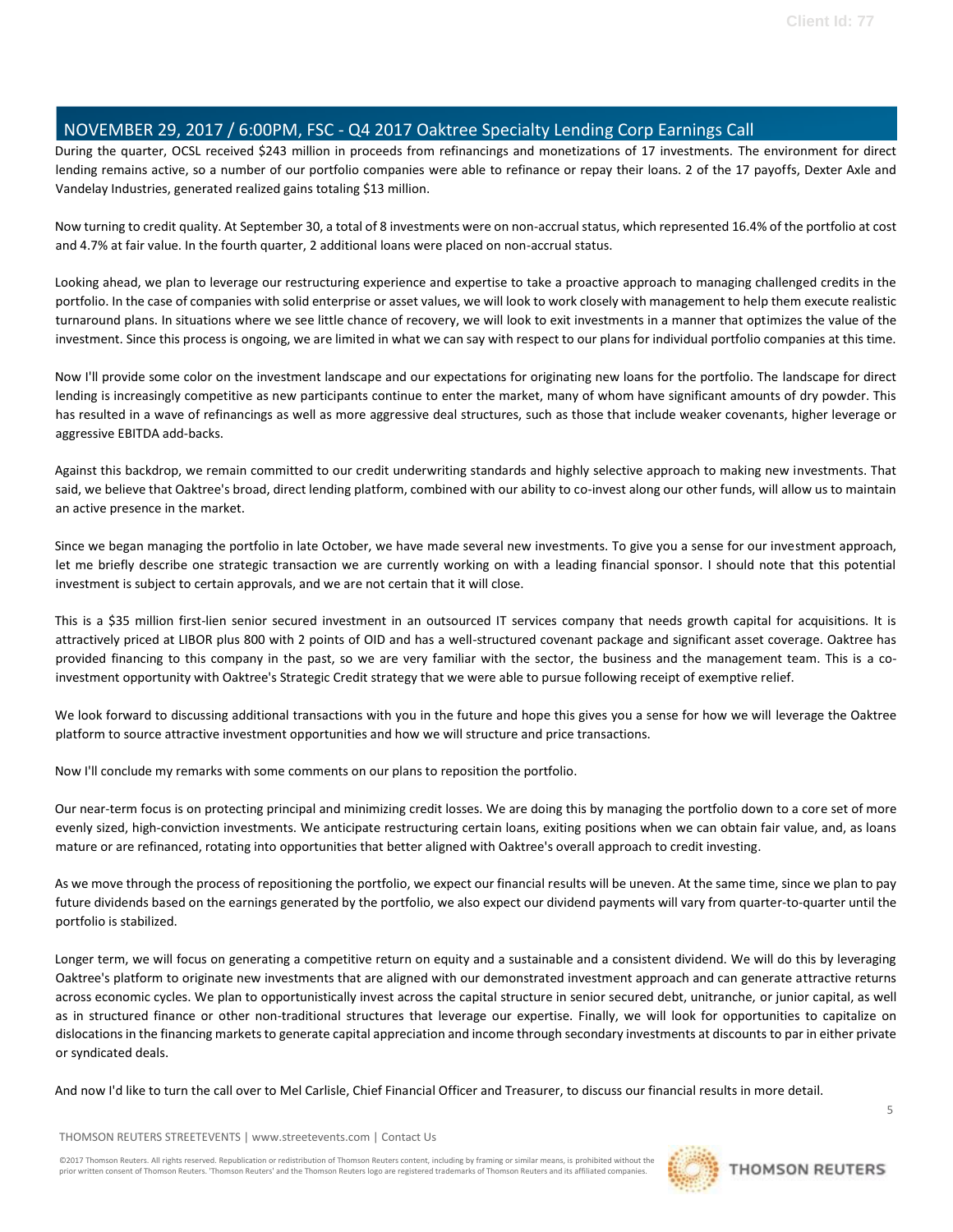During the quarter, OCSL received $243 million in proceeds from refinancings and monetizations of 17 investments. The environment for direct lending remains active, so a number of our portfolio companies were able to refinance or repay their loans. 2 of the 17 payoffs, Dexter Axle and Vandelay Industries, generated realized gains totaling $13 million.

Now turning to credit quality. At September 30, a total of 8 investments were on non-accrual status, which represented 16.4% of the portfolio at cost and 4.7% at fair value. In the fourth quarter, 2 additional loans were placed on non-accrual status.

Looking ahead, we plan to leverage our restructuring experience and expertise to take a proactive approach to managing challenged credits in the portfolio. In the case of companies with solid enterprise or asset values, we will look to work closely with management to help them execute realistic turnaround plans. In situations where we see little chance of recovery, we will look to exit investments in a manner that optimizes the value of the investment. Since this process is ongoing, we are limited in what we can say with respect to our plans for individual portfolio companies at this time.

Now I'll provide some color on the investment landscape and our expectations for originating new loans for the portfolio. The landscape for direct lending is increasingly competitive as new participants continue to enter the market, many of whom have significant amounts of dry powder. This has resulted in a wave of refinancings as well as more aggressive deal structures, such as those that include weaker covenants, higher leverage or aggressive EBITDA add-backs.

Against this backdrop, we remain committed to our credit underwriting standards and highly selective approach to making new investments. That said, we believe that Oaktree's broad, direct lending platform, combined with our ability to co-invest along our other funds, will allow us to maintain an active presence in the market.

Since we began managing the portfolio in late October, we have made several new investments. To give you a sense for our investment approach, let me briefly describe one strategic transaction we are currently working on with a leading financial sponsor. I should note that this potential investment is subject to certain approvals, and we are not certain that it will close.

This is a $35 million first-lien senior secured investment in an outsourced IT services company that needs growth capital for acquisitions. It is attractively priced at LIBOR plus 800 with 2 points of OID and has a well-structured covenant package and significant asset coverage. Oaktree has provided financing to this company in the past, so we are very familiar with the sector, the business and the management team. This is a co-investment opportunity with Oaktree's Strategic Credit strategy that we were able to pursue following receipt of exemptive relief.

We look forward to discussing additional transactions with you in the future and hope this gives you a sense for how we will leverage the Oaktree platform to source attractive investment opportunities and how we will structure and price transactions.

Now I'll conclude my remarks with some comments on our plans to reposition the portfolio.

Our near-term focus is on protecting principal and minimizing credit losses. We are doing this by managing the portfolio down to a core set of more evenly sized, high-conviction investments. We anticipate restructuring certain loans, exiting positions when we can obtain fair value, and, as loans mature or are refinanced, rotating into opportunities that better aligned with Oaktree's overall approach to credit investing.

As we move through the process of repositioning the portfolio, we expect our financial results will be uneven. At the same time, since we plan to pay future dividends based on the earnings generated by the portfolio, we also expect our dividend payments will vary from quarter-to-quarter until the portfolio is stabilized.

Longer term, we will focus on generating a competitive return on equity and a sustainable and a consistent dividend. We will do this by leveraging Oaktree's platform to originate new investments that are aligned with our demonstrated investment approach and can generate attractive returns across economic cycles. We plan to opportunistically invest across the capital structure in senior secured debt, unitranche, or junior capital, as well as in structured finance or other non-traditional structures that leverage our expertise. Finally, we will look for opportunities to capitalize on dislocations in the financing markets to generate capital appreciation and income through secondary investments at discounts to par in either private or syndicated deals.

And now I'd like to turn the call over to Mel Carlisle, Chief Financial Officer and Treasurer, to discuss our financial results in more detail.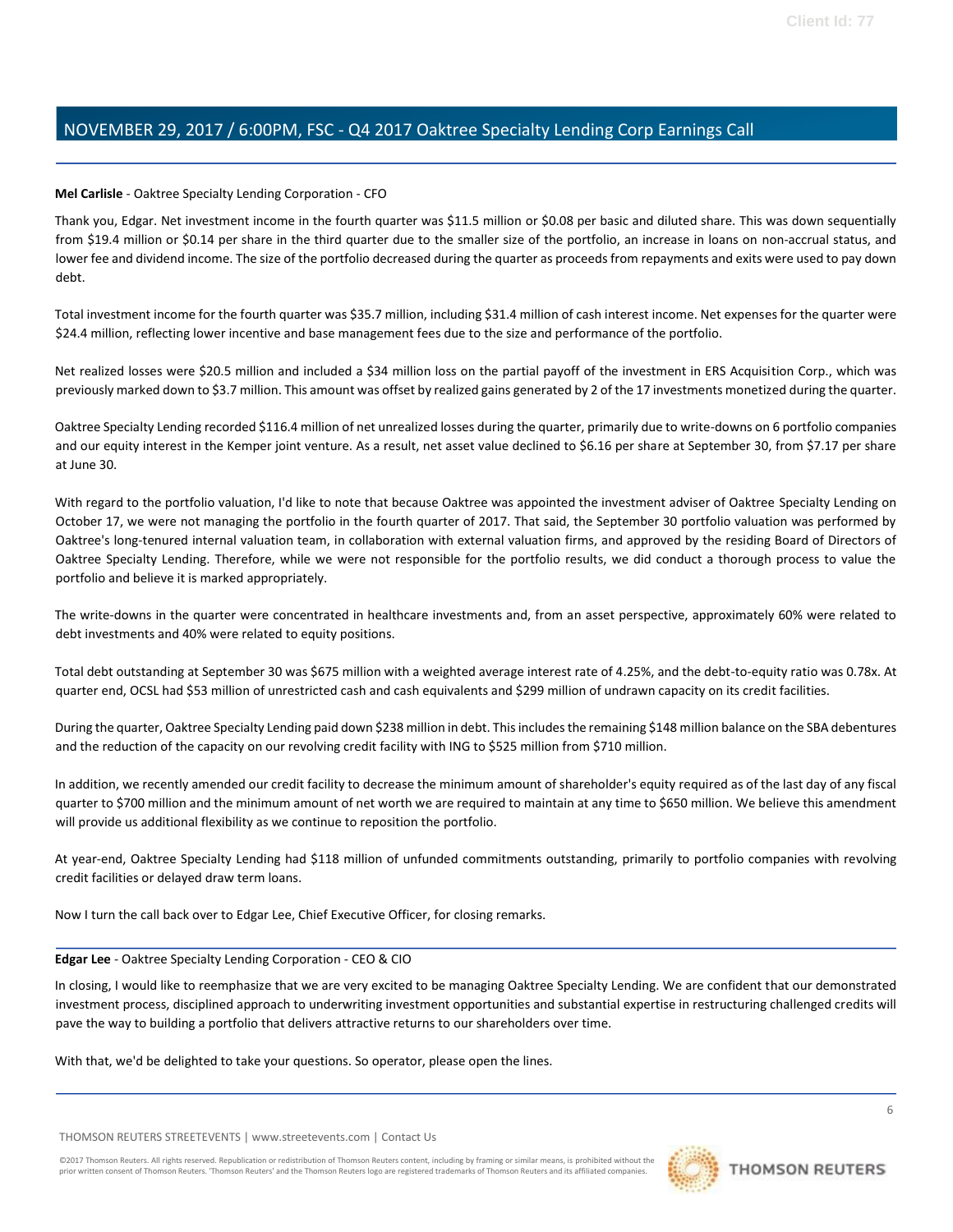**Mel Carlisle** - Oaktree Specialty Lending Corporation - CFO

Thank you, Edgar. Net investment income in the fourth quarter was $11.5 million or $0.08 per basic and diluted share. This was down sequentially from $19.4 million or $0.14 per share in the third quarter due to the smaller size of the portfolio, an increase in loans on non-accrual status, and lower fee and dividend income. The size of the portfolio decreased during the quarter as proceeds from repayments and exits were used to pay down debt.

Total investment income for the fourth quarter was $35.7 million, including $31.4 million of cash interest income. Net expenses for the quarter were $24.4 million, reflecting lower incentive and base management fees due to the size and performance of the portfolio.

Net realized losses were $20.5 million and included a $34 million loss on the partial payoff of the investment in ERS Acquisition Corp., which was previously marked down to $3.7 million. This amount was offset by realized gains generated by 2 of the 17 investments monetized during the quarter.

Oaktree Specialty Lending recorded $116.4 million of net unrealized losses during the quarter, primarily due to write-downs on 6 portfolio companies and our equity interest in the Kemper joint venture. As a result, net asset value declined to $6.16 per share at September 30, from $7.17 per share at June 30.

With regard to the portfolio valuation, I'd like to note that because Oaktree was appointed the investment adviser of Oaktree Specialty Lending on October 17, we were not managing the portfolio in the fourth quarter of 2017. That said, the September 30 portfolio valuation was performed by Oaktree's long-tenured internal valuation team, in collaboration with external valuation firms, and approved by the residing Board of Directors of Oaktree Specialty Lending. Therefore, while we were not responsible for the portfolio results, we did conduct a thorough process to value the portfolio and believe it is marked appropriately.

The write-downs in the quarter were concentrated in healthcare investments and, from an asset perspective, approximately 60% were related to debt investments and 40% were related to equity positions.

Total debt outstanding at September 30 was $675 million with a weighted average interest rate of 4.25%, and the debt-to-equity ratio was 0.78x. At quarter end, OCSL had $53 million of unrestricted cash and cash equivalents and $299 million of undrawn capacity on its credit facilities.

During the quarter, Oaktree Specialty Lending paid down $238 million in debt. This includes the remaining $148 million balance on the SBA debentures and the reduction of the capacity on our revolving credit facility with ING to $525 million from $710 million.

In addition, we recently amended our credit facility to decrease the minimum amount of shareholder's equity required as of the last day of any fiscal quarter to $700 million and the minimum amount of net worth we are required to maintain at any time to $650 million. We believe this amendment will provide us additional flexibility as we continue to reposition the portfolio.

At year-end, Oaktree Specialty Lending had $118 million of unfunded commitments outstanding, primarily to portfolio companies with revolving credit facilities or delayed draw term loans.

Now I turn the call back over to Edgar Lee, Chief Executive Officer, for closing remarks.

**Edgar Lee** - Oaktree Specialty Lending Corporation - CEO & CIO

In closing, I would like to reemphasize that we are very excited to be managing Oaktree Specialty Lending. We are confident that our demonstrated investment process, disciplined approach to underwriting investment opportunities and substantial expertise in restructuring challenged credits will pave the way to building a portfolio that delivers attractive returns to our shareholders over time.

With that, we'd be delighted to take your questions. So operator, please open the lines.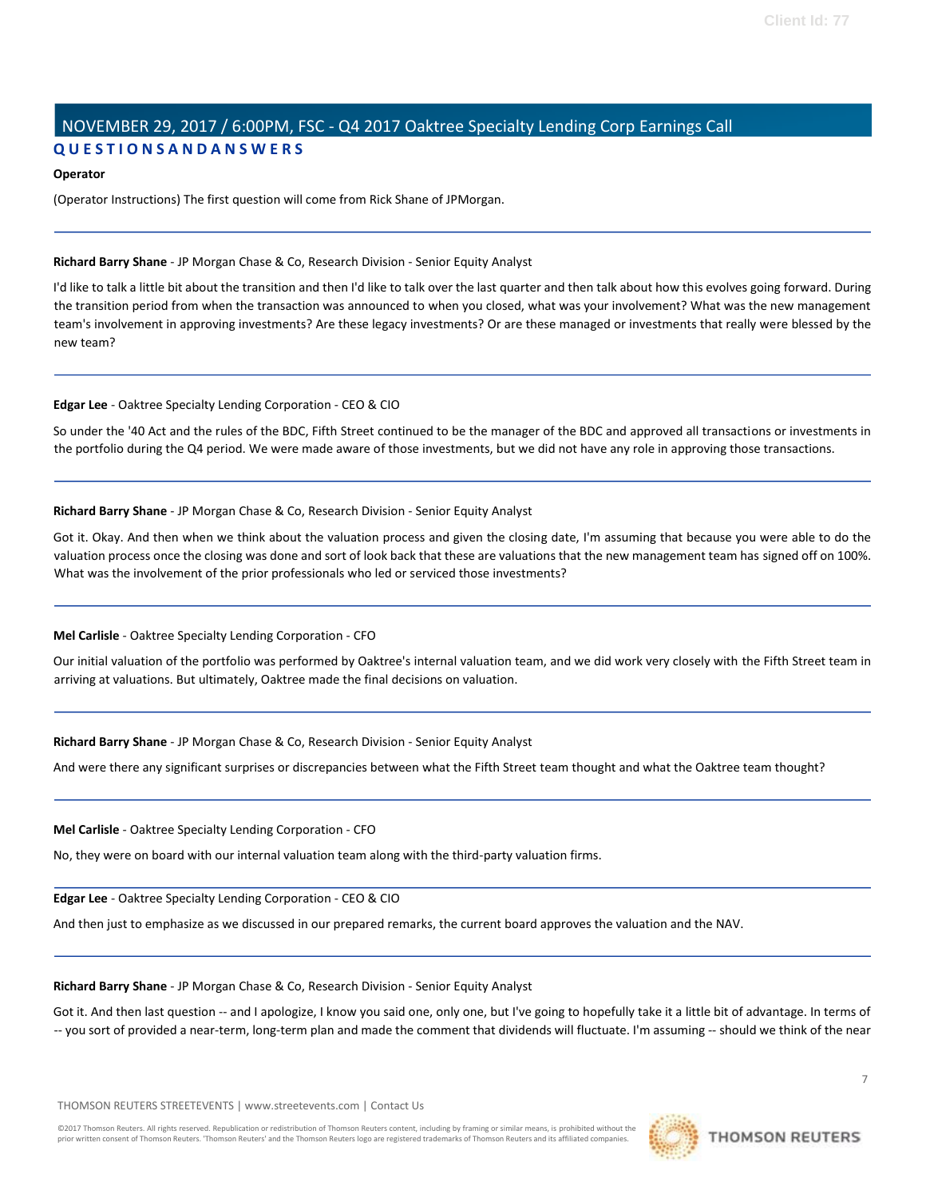## QUESTIONS AND ANSWERS

**Operator**

(Operator Instructions) The first question will come from Rick Shane of JPMorgan.

---

**Richard Barry Shane** - JP Morgan Chase & Co, Research Division - Senior Equity Analyst

I'd like to talk a little bit about the transition and then I'd like to talk over the last quarter and then talk about how this evolves going forward. During the transition period from when the transaction was announced to when you closed, what was your involvement? What was the new management team's involvement in approving investments? Are these legacy investments? Or are these managed or investments that really were blessed by the new team?

---

**Edgar Lee** - Oaktree Specialty Lending Corporation - CEO & CIO

So under the '40 Act and the rules of the BDC, Fifth Street continued to be the manager of the BDC and approved all transactions or investments in the portfolio during the Q4 period. We were made aware of those investments, but we did not have any role in approving those transactions.

---

**Richard Barry Shane** - JP Morgan Chase & Co, Research Division - Senior Equity Analyst

Got it. Okay. And then when we think about the valuation process and given the closing date, I'm assuming that because you were able to do the valuation process once the closing was done and sort of look back that these are valuations that the new management team has signed off on 100%. What was the involvement of the prior professionals who led or serviced those investments?

---

**Mel Carlisle** - Oaktree Specialty Lending Corporation - CFO

Our initial valuation of the portfolio was performed by Oaktree's internal valuation team, and we did work very closely with the Fifth Street team in arriving at valuations. But ultimately, Oaktree made the final decisions on valuation.

---

**Richard Barry Shane** - JP Morgan Chase & Co, Research Division - Senior Equity Analyst

And were there any significant surprises or discrepancies between what the Fifth Street team thought and what the Oaktree team thought?

---

**Mel Carlisle** - Oaktree Specialty Lending Corporation - CFO

No, they were on board with our internal valuation team along with the third-party valuation firms.

---

**Edgar Lee** - Oaktree Specialty Lending Corporation - CEO & CIO

And then just to emphasize as we discussed in our prepared remarks, the current board approves the valuation and the NAV.

---

**Richard Barry Shane** - JP Morgan Chase & Co, Research Division - Senior Equity Analyst

Got it. And then last question -- and I apologize, I know you said one, only one, but I've going to hopefully take it a little bit of advantage. In terms of -- you sort of provided a near-term, long-term plan and made the comment that dividends will fluctuate. I'm assuming -- should we think of the near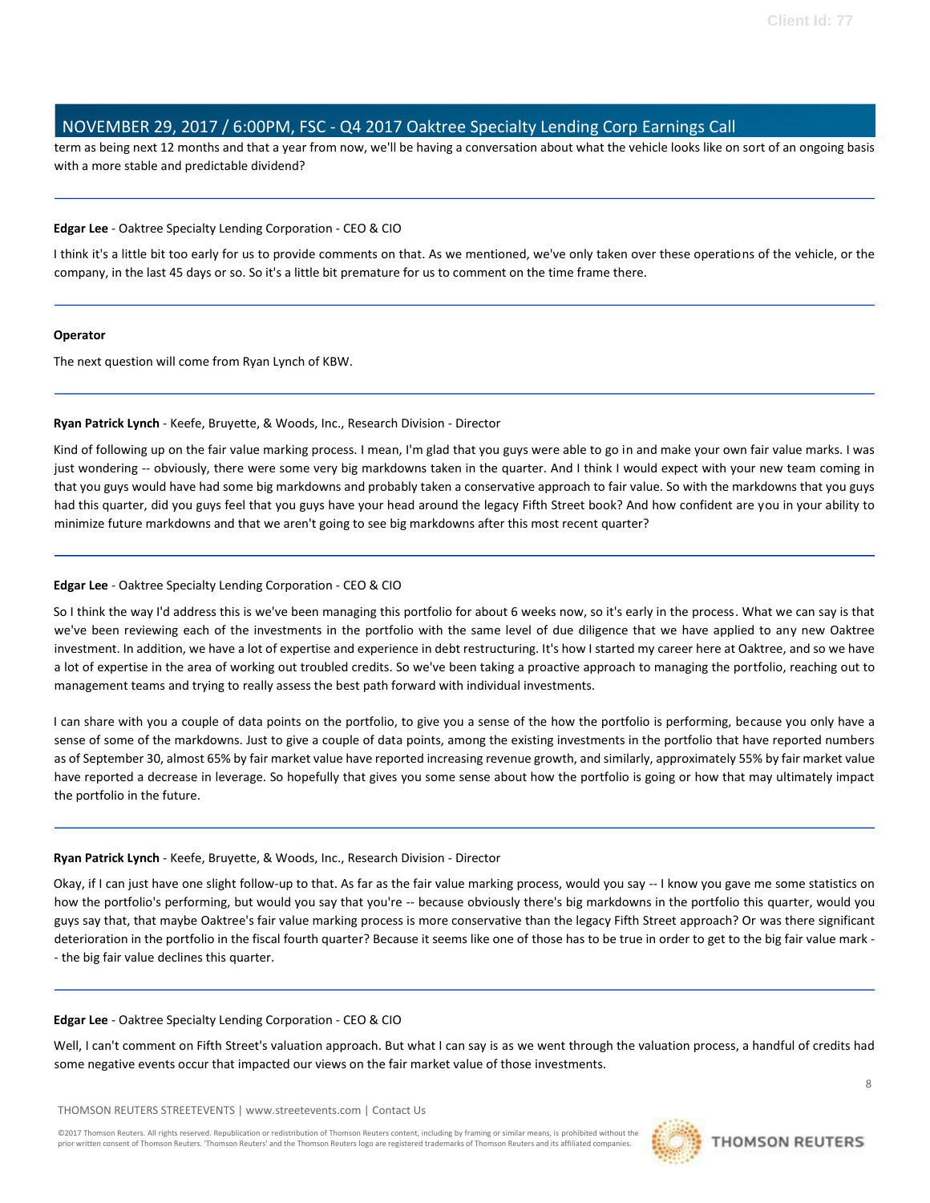term as being next 12 months and that a year from now, we'll be having a conversation about what the vehicle looks like on sort of an ongoing basis with a more stable and predictable dividend?

---

**Edgar Lee** - Oaktree Specialty Lending Corporation - CEO & CIO

I think it's a little bit too early for us to provide comments on that. As we mentioned, we've only taken over these operations of the vehicle, or the company, in the last 45 days or so. So it's a little bit premature for us to comment on the time frame there.

---

**Operator**

The next question will come from Ryan Lynch of KBW.

---

**Ryan Patrick Lynch** - Keefe, Bruyette, & Woods, Inc., Research Division - Director

Kind of following up on the fair value marking process. I mean, I'm glad that you guys were able to go in and make your own fair value marks. I was just wondering -- obviously, there were some very big markdowns taken in the quarter. And I think I would expect with your new team coming in that you guys would have had some big markdowns and probably taken a conservative approach to fair value. So with the markdowns that you guys had this quarter, did you guys feel that you guys have your head around the legacy Fifth Street book? And how confident are you in your ability to minimize future markdowns and that we aren't going to see big markdowns after this most recent quarter?

---

**Edgar Lee** - Oaktree Specialty Lending Corporation - CEO & CIO

So I think the way I'd address this is we've been managing this portfolio for about 6 weeks now, so it's early in the process. What we can say is that we've been reviewing each of the investments in the portfolio with the same level of due diligence that we have applied to any new Oaktree investment. In addition, we have a lot of expertise and experience in debt restructuring. It's how I started my career here at Oaktree, and so we have a lot of expertise in the area of working out troubled credits. So we've been taking a proactive approach to managing the portfolio, reaching out to management teams and trying to really assess the best path forward with individual investments.

I can share with you a couple of data points on the portfolio, to give you a sense of the how the portfolio is performing, because you only have a sense of some of the markdowns. Just to give a couple of data points, among the existing investments in the portfolio that have reported numbers as of September 30, almost 65% by fair market value have reported increasing revenue growth, and similarly, approximately 55% by fair market value have reported a decrease in leverage. So hopefully that gives you some sense about how the portfolio is going or how that may ultimately impact the portfolio in the future.

---

**Ryan Patrick Lynch** - Keefe, Bruyette, & Woods, Inc., Research Division - Director

Okay, if I can just have one slight follow-up to that. As far as the fair value marking process, would you say -- I know you gave me some statistics on how the portfolio's performing, but would you say that you're -- because obviously there's big markdowns in the portfolio this quarter, would you guys say that, that maybe Oaktree's fair value marking process is more conservative than the legacy Fifth Street approach? Or was there significant deterioration in the portfolio in the fiscal fourth quarter? Because it seems like one of those has to be true in order to get to the big fair value mark -- the big fair value declines this quarter.

---

**Edgar Lee** - Oaktree Specialty Lending Corporation - CEO & CIO

Well, I can't comment on Fifth Street's valuation approach. But what I can say is as we went through the valuation process, a handful of credits had some negative events occur that impacted our views on the fair market value of those investments.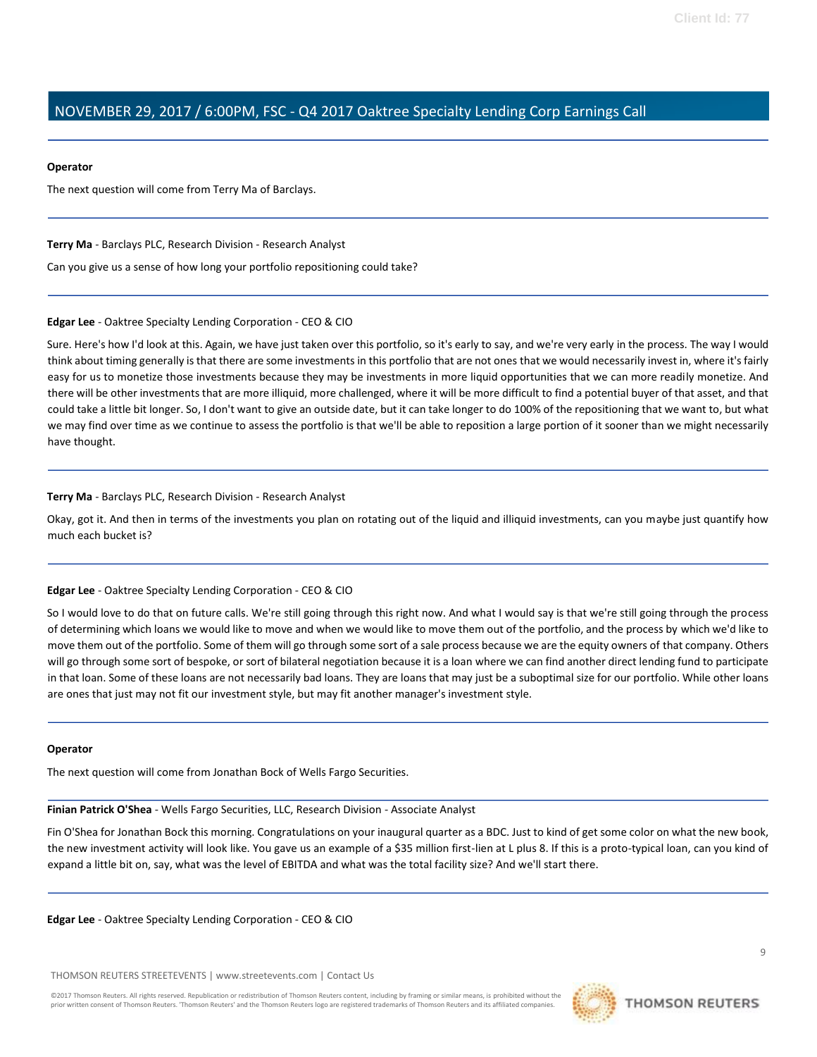**Operator**

The next question will come from Terry Ma of Barclays.

**Terry Ma** - Barclays PLC, Research Division - Research Analyst

Can you give us a sense of how long your portfolio repositioning could take?

**Edgar Lee** - Oaktree Specialty Lending Corporation - CEO & CIO

Sure. Here's how I'd look at this. Again, we have just taken over this portfolio, so it's early to say, and we're very early in the process. The way I would think about timing generally is that there are some investments in this portfolio that are not ones that we would necessarily invest in, where it's fairly easy for us to monetize those investments because they may be investments in more liquid opportunities that we can more readily monetize. And there will be other investments that are more illiquid, more challenged, where it will be more difficult to find a potential buyer of that asset, and that could take a little bit longer. So, I don't want to give an outside date, but it can take longer to do 100% of the repositioning that we want to, but what we may find over time as we continue to assess the portfolio is that we'll be able to reposition a large portion of it sooner than we might necessarily have thought.

**Terry Ma** - Barclays PLC, Research Division - Research Analyst

Okay, got it. And then in terms of the investments you plan on rotating out of the liquid and illiquid investments, can you maybe just quantify how much each bucket is?

**Edgar Lee** - Oaktree Specialty Lending Corporation - CEO & CIO

So I would love to do that on future calls. We're still going through this right now. And what I would say is that we're still going through the process of determining which loans we would like to move and when we would like to move them out of the portfolio, and the process by which we'd like to move them out of the portfolio. Some of them will go through some sort of a sale process because we are the equity owners of that company. Others will go through some sort of bespoke, or sort of bilateral negotiation because it is a loan where we can find another direct lending fund to participate in that loan. Some of these loans are not necessarily bad loans. They are loans that may just be a suboptimal size for our portfolio. While other loans are ones that just may not fit our investment style, but may fit another manager's investment style.

**Operator**

The next question will come from Jonathan Bock of Wells Fargo Securities.

**Finian Patrick O'Shea** - Wells Fargo Securities, LLC, Research Division - Associate Analyst

Fin O'Shea for Jonathan Bock this morning. Congratulations on your inaugural quarter as a BDC. Just to kind of get some color on what the new book, the new investment activity will look like. You gave us an example of a $35 million first-lien at L plus 8. If this is a proto-typical loan, can you kind of expand a little bit on, say, what was the level of EBITDA and what was the total facility size? And we'll start there.

**Edgar Lee** - Oaktree Specialty Lending Corporation - CEO & CIO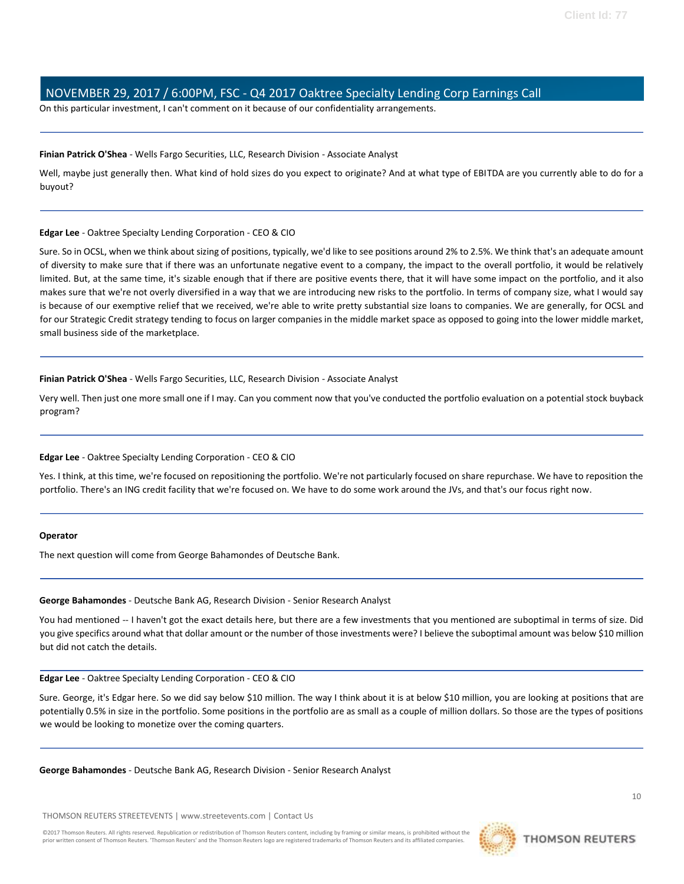On this particular investment, I can't comment on it because of our confidentiality arrangements.

---

**Finian Patrick O'Shea** - Wells Fargo Securities, LLC, Research Division - Associate Analyst

Well, maybe just generally then. What kind of hold sizes do you expect to originate? And at what type of EBITDA are you currently able to do for a buyout?

---

**Edgar Lee** - Oaktree Specialty Lending Corporation - CEO & CIO

Sure. So in OCSL, when we think about sizing of positions, typically, we'd like to see positions around 2% to 2.5%. We think that's an adequate amount of diversity to make sure that if there was an unfortunate negative event to a company, the impact to the overall portfolio, it would be relatively limited. But, at the same time, it's sizable enough that if there are positive events there, that it will have some impact on the portfolio, and it also makes sure that we're not overly diversified in a way that we are introducing new risks to the portfolio. In terms of company size, what I would say is because of our exemptive relief that we received, we're able to write pretty substantial size loans to companies. We are generally, for OCSL and for our Strategic Credit strategy tending to focus on larger companies in the middle market space as opposed to going into the lower middle market, small business side of the marketplace.

---

**Finian Patrick O'Shea** - Wells Fargo Securities, LLC, Research Division - Associate Analyst

Very well. Then just one more small one if I may. Can you comment now that you've conducted the portfolio evaluation on a potential stock buyback program?

---

**Edgar Lee** - Oaktree Specialty Lending Corporation - CEO & CIO

Yes. I think, at this time, we're focused on repositioning the portfolio. We're not particularly focused on share repurchase. We have to reposition the portfolio. There's an ING credit facility that we're focused on. We have to do some work around the JVs, and that's our focus right now.

---

**Operator**

The next question will come from George Bahamondes of Deutsche Bank.

---

**George Bahamondes** - Deutsche Bank AG, Research Division - Senior Research Analyst

You had mentioned -- I haven't got the exact details here, but there are a few investments that you mentioned are suboptimal in terms of size. Did you give specifics around what that dollar amount or the number of those investments were? I believe the suboptimal amount was below $10 million but did not catch the details.

---

**Edgar Lee** - Oaktree Specialty Lending Corporation - CEO & CIO

Sure. George, it's Edgar here. So we did say below $10 million. The way I think about it is at below $10 million, you are looking at positions that are potentially 0.5% in size in the portfolio. Some positions in the portfolio are as small as a couple of million dollars. So those are the types of positions we would be looking to monetize over the coming quarters.

---

**George Bahamondes** - Deutsche Bank AG, Research Division - Senior Research Analyst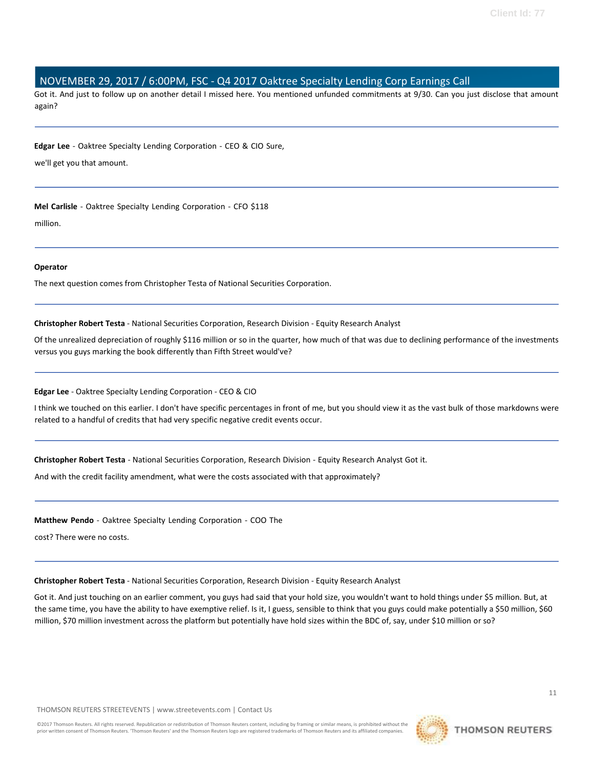Got it. And just to follow up on another detail I missed here. You mentioned unfunded commitments at 9/30. Can you just disclose that amount again?

---

**Edgar Lee** - Oaktree Specialty Lending Corporation - CEO & CIO Sure,

we'll get you that amount.

---

**Mel Carlisle** - Oaktree Specialty Lending Corporation - CFO $118

million.

---

**Operator**

The next question comes from Christopher Testa of National Securities Corporation.

---

**Christopher Robert Testa** - National Securities Corporation, Research Division - Equity Research Analyst

Of the unrealized depreciation of roughly $116 million or so in the quarter, how much of that was due to declining performance of the investments versus you guys marking the book differently than Fifth Street would've?

---

**Edgar Lee** - Oaktree Specialty Lending Corporation - CEO & CIO

I think we touched on this earlier. I don't have specific percentages in front of me, but you should view it as the vast bulk of those markdowns were related to a handful of credits that had very specific negative credit events occur.

---

**Christopher Robert Testa** - National Securities Corporation, Research Division - Equity Research Analyst Got it.

And with the credit facility amendment, what were the costs associated with that approximately?

---

**Matthew Pendo** - Oaktree Specialty Lending Corporation - COO The

cost? There were no costs.

---

**Christopher Robert Testa** - National Securities Corporation, Research Division - Equity Research Analyst

Got it. And just touching on an earlier comment, you guys had said that your hold size, you wouldn't want to hold things under $5 million. But, at the same time, you have the ability to have exemptive relief. Is it, I guess, sensible to think that you guys could make potentially a $50 million, $60 million, $70 million investment across the platform but potentially have hold sizes within the BDC of, say, under $10 million or so?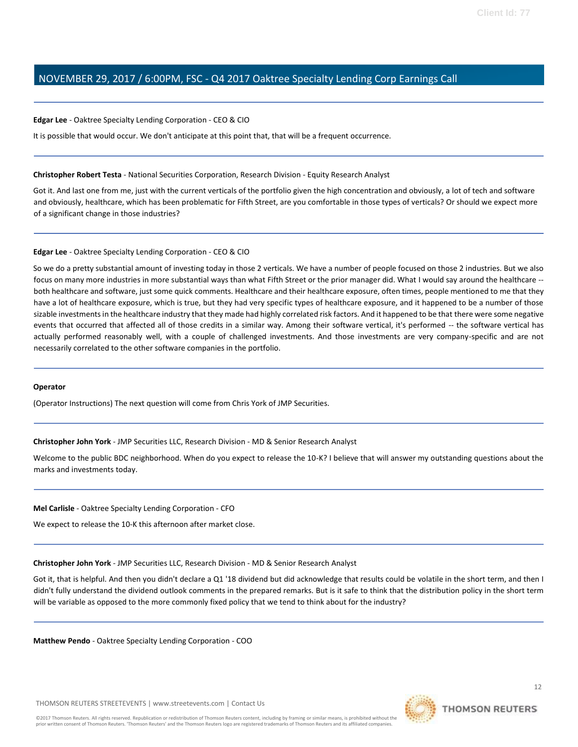**Edgar Lee** - Oaktree Specialty Lending Corporation - CEO & CIO

It is possible that would occur. We don't anticipate at this point that, that will be a frequent occurrence.

---

**Christopher Robert Testa** - National Securities Corporation, Research Division - Equity Research Analyst

Got it. And last one from me, just with the current verticals of the portfolio given the high concentration and obviously, a lot of tech and software and obviously, healthcare, which has been problematic for Fifth Street, are you comfortable in those types of verticals? Or should we expect more of a significant change in those industries?

---

**Edgar Lee** - Oaktree Specialty Lending Corporation - CEO & CIO

So we do a pretty substantial amount of investing today in those 2 verticals. We have a number of people focused on those 2 industries. But we also focus on many more industries in more substantial ways than what Fifth Street or the prior manager did. What I would say around the healthcare -- both healthcare and software, just some quick comments. Healthcare and their healthcare exposure, often times, people mentioned to me that they have a lot of healthcare exposure, which is true, but they had very specific types of healthcare exposure, and it happened to be a number of those sizable investments in the healthcare industry that they made had highly correlated risk factors. And it happened to be that there were some negative events that occurred that affected all of those credits in a similar way. Among their software vertical, it's performed -- the software vertical has actually performed reasonably well, with a couple of challenged investments. And those investments are very company-specific and are not necessarily correlated to the other software companies in the portfolio.

---

**Operator**

(Operator Instructions) The next question will come from Chris York of JMP Securities.

---

**Christopher John York** - JMP Securities LLC, Research Division - MD & Senior Research Analyst

Welcome to the public BDC neighborhood. When do you expect to release the 10-K? I believe that will answer my outstanding questions about the marks and investments today.

---

**Mel Carlisle** - Oaktree Specialty Lending Corporation - CFO

We expect to release the 10-K this afternoon after market close.

---

**Christopher John York** - JMP Securities LLC, Research Division - MD & Senior Research Analyst

Got it, that is helpful. And then you didn't declare a Q1 '18 dividend but did acknowledge that results could be volatile in the short term, and then I didn't fully understand the dividend outlook comments in the prepared remarks. But is it safe to think that the distribution policy in the short term will be variable as opposed to the more commonly fixed policy that we tend to think about for the industry?

---

**Matthew Pendo** - Oaktree Specialty Lending Corporation - COO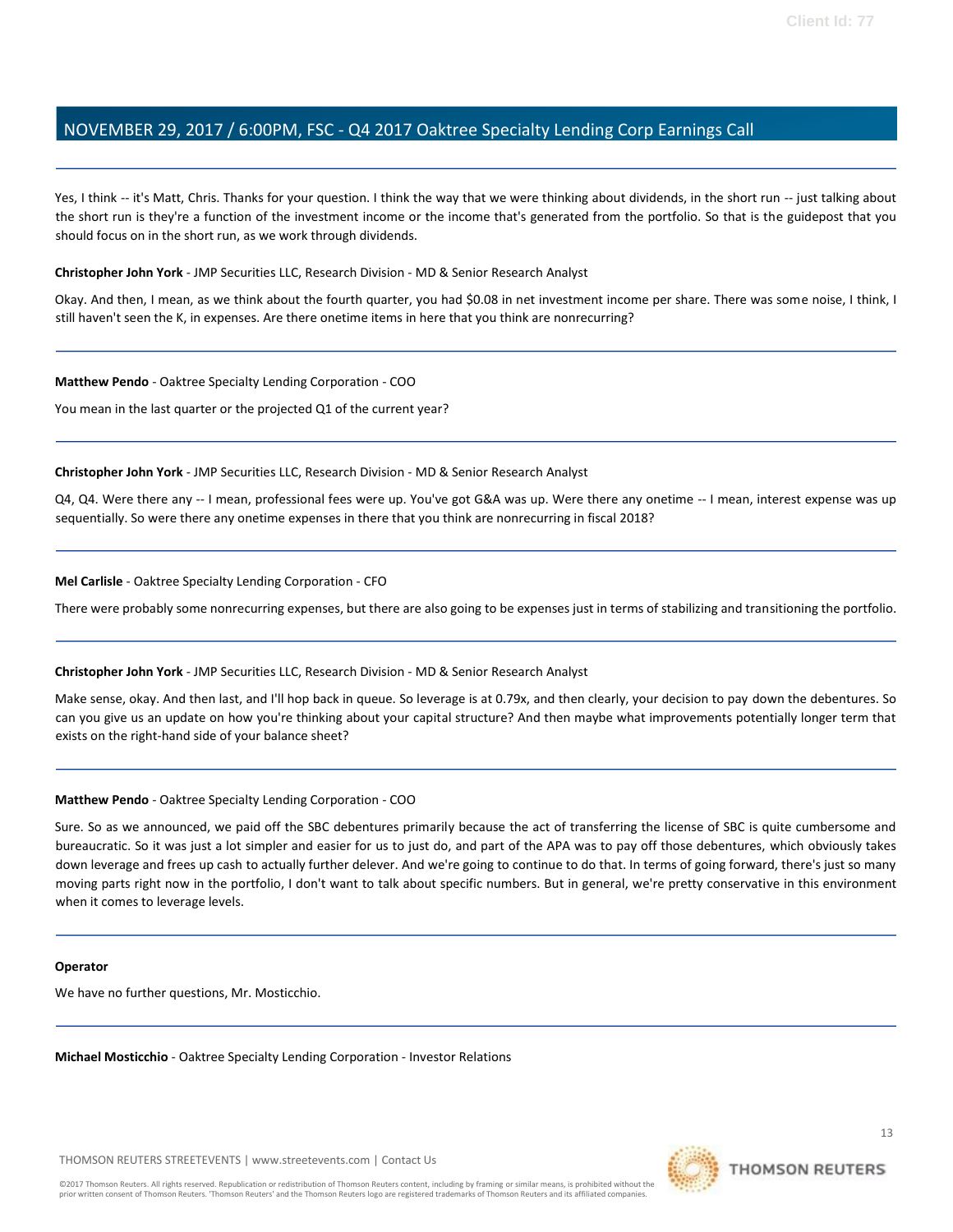Yes, I think -- it's Matt, Chris. Thanks for your question. I think the way that we were thinking about dividends, in the short run -- just talking about the short run is they're a function of the investment income or the income that's generated from the portfolio. So that is the guidepost that you should focus on in the short run, as we work through dividends.

**Christopher John York** - JMP Securities LLC, Research Division - MD & Senior Research Analyst

Okay. And then, I mean, as we think about the fourth quarter, you had $0.08 in net investment income per share. There was some noise, I think, I still haven't seen the K, in expenses. Are there onetime items in here that you think are nonrecurring?

---

**Matthew Pendo** - Oaktree Specialty Lending Corporation - COO

You mean in the last quarter or the projected Q1 of the current year?

---

**Christopher John York** - JMP Securities LLC, Research Division - MD & Senior Research Analyst

Q4, Q4. Were there any -- I mean, professional fees were up. You've got G&A was up. Were there any onetime -- I mean, interest expense was up sequentially. So were there any onetime expenses in there that you think are nonrecurring in fiscal 2018?

---

**Mel Carlisle** - Oaktree Specialty Lending Corporation - CFO

There were probably some nonrecurring expenses, but there are also going to be expenses just in terms of stabilizing and transitioning the portfolio.

---

**Christopher John York** - JMP Securities LLC, Research Division - MD & Senior Research Analyst

Make sense, okay. And then last, and I'll hop back in queue. So leverage is at 0.79x, and then clearly, your decision to pay down the debentures. So can you give us an update on how you're thinking about your capital structure? And then maybe what improvements potentially longer term that exists on the right-hand side of your balance sheet?

---

**Matthew Pendo** - Oaktree Specialty Lending Corporation - COO

Sure. So as we announced, we paid off the SBC debentures primarily because the act of transferring the license of SBC is quite cumbersome and bureaucratic. So it was just a lot simpler and easier for us to just do, and part of the APA was to pay off those debentures, which obviously takes down leverage and frees up cash to actually further delever. And we're going to continue to do that. In terms of going forward, there's just so many moving parts right now in the portfolio, I don't want to talk about specific numbers. But in general, we're pretty conservative in this environment when it comes to leverage levels.

---

**Operator**

We have no further questions, Mr. Mosticchio.

---

**Michael Mosticchio** - Oaktree Specialty Lending Corporation - Investor Relations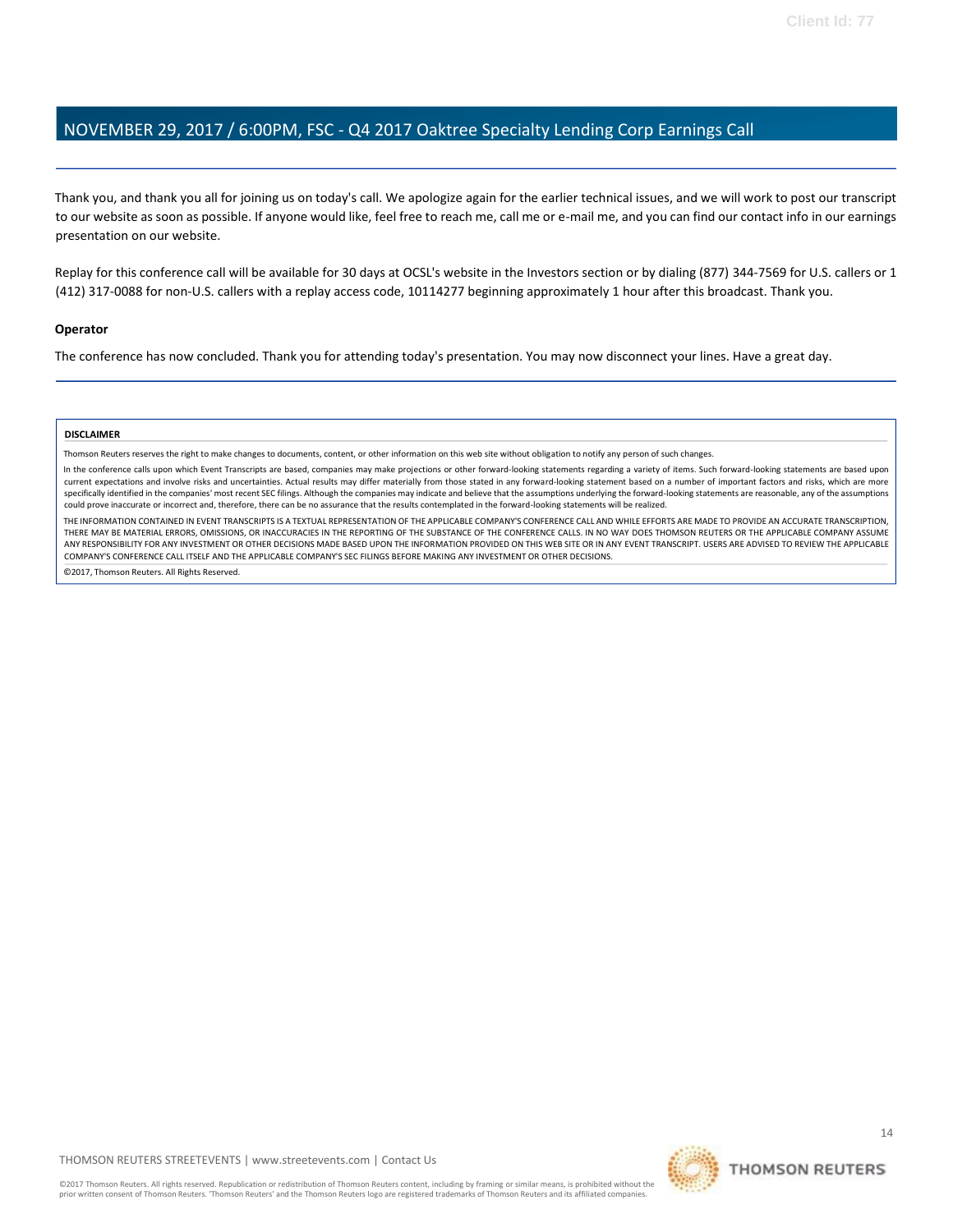Thank you, and thank you all for joining us on today's call. We apologize again for the earlier technical issues, and we will work to post our transcript to our website as soon as possible. If anyone would like, feel free to reach me, call me or e-mail me, and you can find our contact info in our earnings presentation on our website.

Replay for this conference call will be available for 30 days at OCSL's website in the Investors section or by dialing (877) 344-7569 for U.S. callers or 1 (412) 317-0088 for non-U.S. callers with a replay access code, 10114277 beginning approximately 1 hour after this broadcast. Thank you.

**Operator**

The conference has now concluded. Thank you for attending today's presentation. You may now disconnect your lines. Have a great day.

---

**DISCLAIMER**

Thomson Reuters reserves the right to make changes to documents, content, or other information on this web site without obligation to notify any person of such changes.

In the conference calls upon which Event Transcripts are based, companies may make projections or other forward-looking statements regarding a variety of items. Such forward-looking statements are based upon current expectations and involve risks and uncertainties. Actual results may differ materially from those stated in any forward-looking statement based on a number of important factors and risks, which are more specifically identified in the companies' most recent SEC filings. Although the companies may indicate and believe that the assumptions underlying the forward-looking statements are reasonable, any of the assumptions could prove inaccurate or incorrect and, therefore, there can be no assurance that the results contemplated in the forward-looking statements will be realized.

THE INFORMATION CONTAINED IN EVENT TRANSCRIPTS IS A TEXTUAL REPRESENTATION OF THE APPLICABLE COMPANY'S CONFERENCE CALL AND WHILE EFFORTS ARE MADE TO PROVIDE AN ACCURATE TRANSCRIPTION, THERE MAY BE MATERIAL ERRORS, OMISSIONS, OR INACCURACIES IN THE REPORTING OF THE SUBSTANCE OF THE CONFERENCE CALLS. IN NO WAY DOES THOMSON REUTERS OR THE APPLICABLE COMPANY ASSUME ANY RESPONSIBILITY FOR ANY INVESTMENT OR OTHER DECISIONS MADE BASED UPON THE INFORMATION PROVIDED ON THIS WEB SITE OR IN ANY EVENT TRANSCRIPT. USERS ARE ADVISED TO REVIEW THE APPLICABLE COMPANY'S CONFERENCE CALL ITSELF AND THE APPLICABLE COMPANY'S SEC FILINGS BEFORE MAKING ANY INVESTMENT OR OTHER DECISIONS.

©2017, Thomson Reuters. All Rights Reserved.